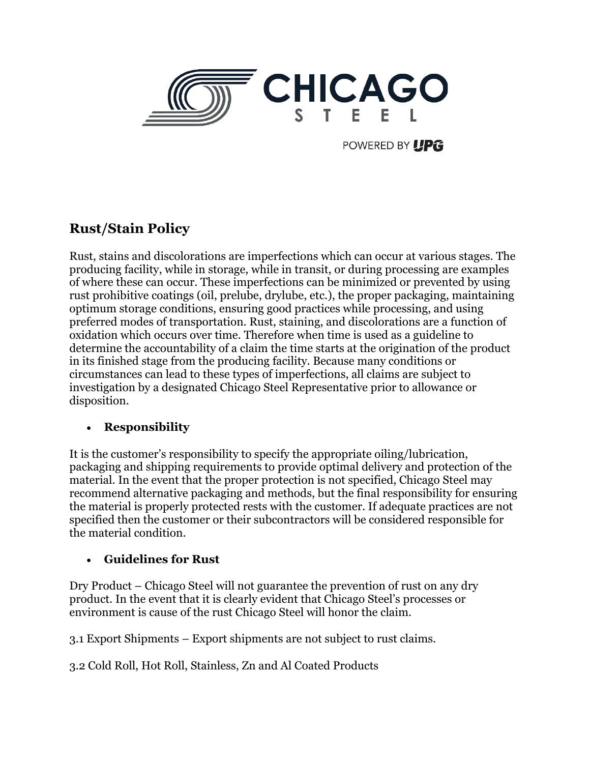# CHICAGO STEEL

POWERED BY UPG

## Rust/Stain Policy

Rust, stains and discolorations are imperfections which can occur at various stages. The producing facility, while in storage, while in transit, or during processing are examples of where these can occur. These imperfections can be minimized or prevented by using rust prohibitive coatings (oil, prelube, drylube, etc.), the proper packaging, maintaining optimum storage conditions, ensuring good practices while processing, and using preferred modes of transportation. Rust, staining, and discolorations are a function of oxidation which occurs over time. Therefore when time is used as a guideline to determine the accountability of a claim the time starts at the origination of the product in its finished stage from the producing facility. Because many conditions or circumstances can lead to these types of imperfections, all claims are subject to investigation by a designated Chicago Steel Representative prior to allowance or disposition.

- **Responsibility**

It is the customer's responsibility to specify the appropriate oiling/lubrication, packaging and shipping requirements to provide optimal delivery and protection of the material. In the event that the proper protection is not specified, Chicago Steel may recommend alternative packaging and methods, but the final responsibility for ensuring the material is properly protected rests with the customer. If adequate practices are not specified then the customer or their subcontractors will be considered responsible for the material condition.

- **Guidelines for Rust**

Dry Product – Chicago Steel will not guarantee the prevention of rust on any dry product. In the event that it is clearly evident that Chicago Steel's processes or environment is cause of the rust Chicago Steel will honor the claim.

3.1 Export Shipments – Export shipments are not subject to rust claims.

3.2 Cold Roll, Hot Roll, Stainless, Zn and Al Coated Products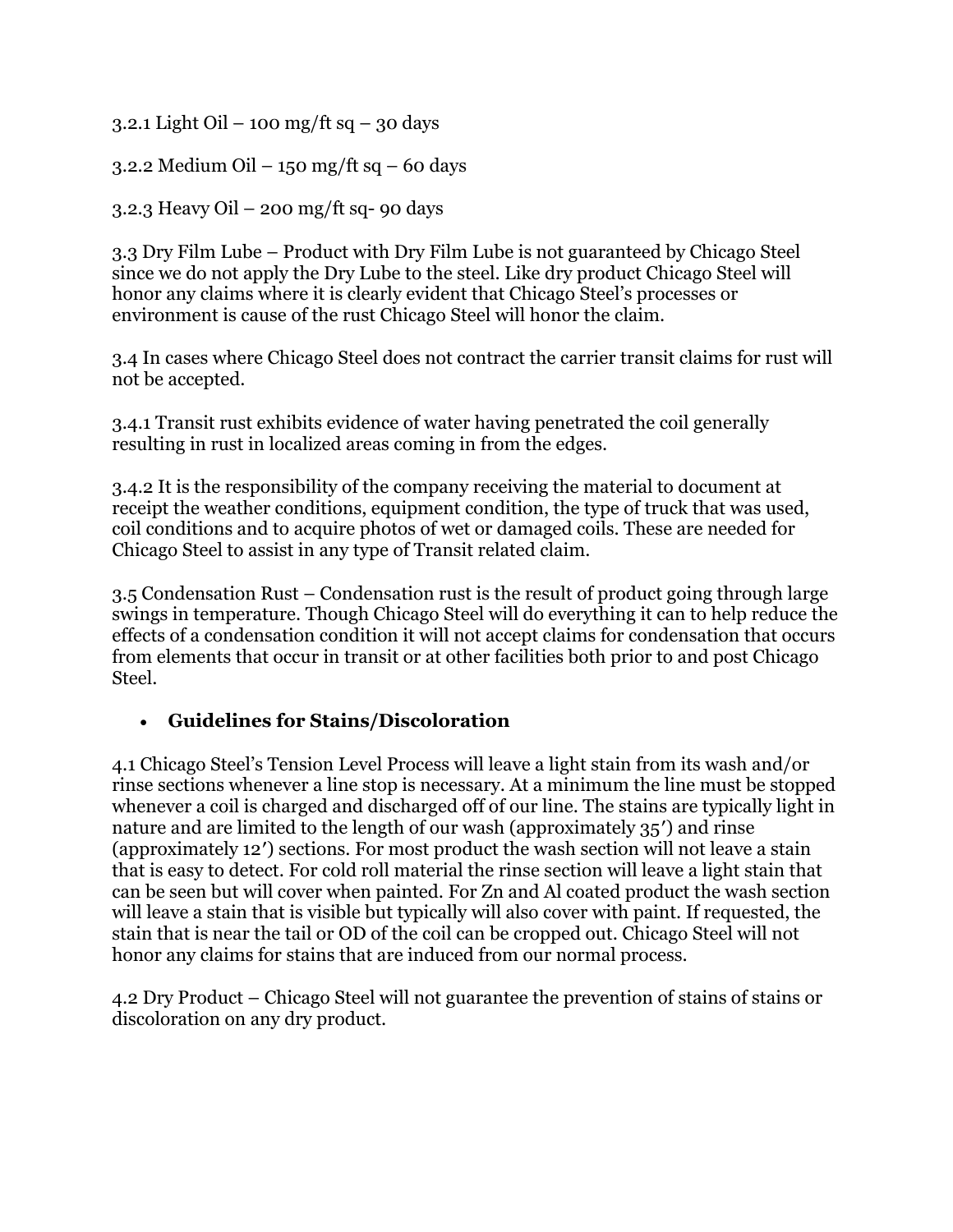3.2.1 Light Oil – 100 mg/ft sq – 30 days

3.2.2 Medium Oil – 150 mg/ft sq – 60 days

3.2.3 Heavy Oil – 200 mg/ft sq- 90 days

3.3 Dry Film Lube – Product with Dry Film Lube is not guaranteed by Chicago Steel since we do not apply the Dry Lube to the steel. Like dry product Chicago Steel will honor any claims where it is clearly evident that Chicago Steel's processes or environment is cause of the rust Chicago Steel will honor the claim.

3.4 In cases where Chicago Steel does not contract the carrier transit claims for rust will not be accepted.

3.4.1 Transit rust exhibits evidence of water having penetrated the coil generally resulting in rust in localized areas coming in from the edges.

3.4.2 It is the responsibility of the company receiving the material to document at receipt the weather conditions, equipment condition, the type of truck that was used, coil conditions and to acquire photos of wet or damaged coils. These are needed for Chicago Steel to assist in any type of Transit related claim.

3.5 Condensation Rust – Condensation rust is the result of product going through large swings in temperature. Though Chicago Steel will do everything it can to help reduce the effects of a condensation condition it will not accept claims for condensation that occurs from elements that occur in transit or at other facilities both prior to and post Chicago Steel.

- **Guidelines for Stains/Discoloration**

4.1 Chicago Steel's Tension Level Process will leave a light stain from its wash and/or rinse sections whenever a line stop is necessary. At a minimum the line must be stopped whenever a coil is charged and discharged off of our line. The stains are typically light in nature and are limited to the length of our wash (approximately 35′) and rinse (approximately 12′) sections. For most product the wash section will not leave a stain that is easy to detect. For cold roll material the rinse section will leave a light stain that can be seen but will cover when painted. For Zn and Al coated product the wash section will leave a stain that is visible but typically will also cover with paint. If requested, the stain that is near the tail or OD of the coil can be cropped out. Chicago Steel will not honor any claims for stains that are induced from our normal process.

4.2 Dry Product – Chicago Steel will not guarantee the prevention of stains of stains or discoloration on any dry product.